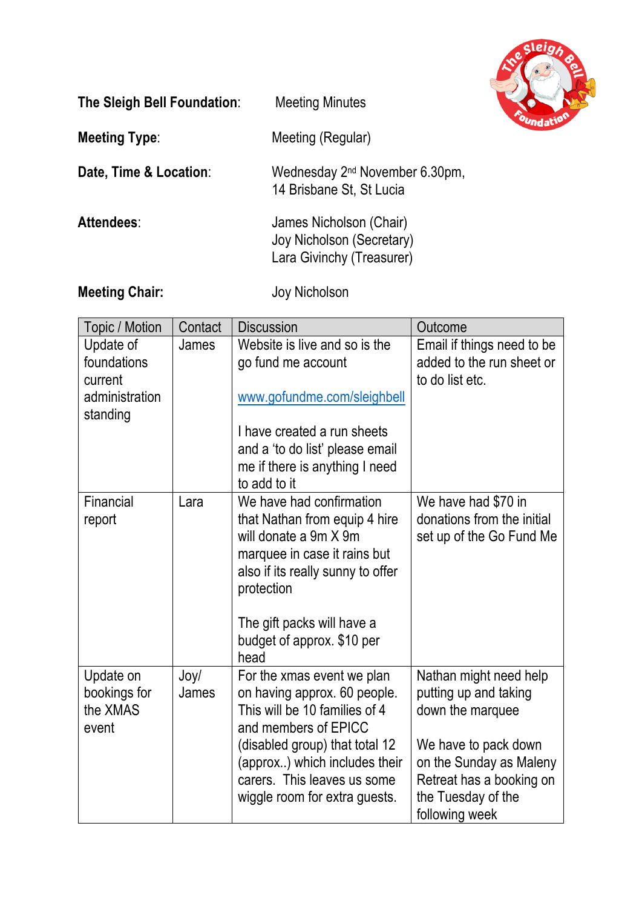**The Sleigh Bell Foundation**: Meeting Minutes

**Meeting Type**: Meeting (Regular)

**Date, Time & Location**: Wednesday 2nd November 6.30pm, 14 Brisbane St, St Lucia

**Attendees**: James Nicholson (Chair)
Joy Nicholson (Secretary)
Lara Givinchy (Treasurer)

**Meeting Chair:** Joy Nicholson

| Topic / Motion | Contact | Discussion | Outcome |
|---|---|---|---|
| Update of foundations current administration standing | James | Website is live and so is the go fund me account<br><br>www.gofundme.com/sleighbell<br><br>I have created a run sheets and a 'to do list' please email me if there is anything I need to add to it | Email if things need to be added to the run sheet or to do list etc. |
| Financial report | Lara | We have had confirmation that Nathan from equip 4 hire will donate a 9m X 9m marquee in case it rains but also if its really sunny to offer protection<br><br>The gift packs will have a budget of approx. $10 per head | We have had $70 in donations from the initial set up of the Go Fund Me |
| Update on bookings for the XMAS event | Joy/ James | For the xmas event we plan on having approx. 60 people. This will be 10 families of 4 and members of EPICC (disabled group) that total 12 (approx..) which includes their carers. This leaves us some wiggle room for extra guests. | Nathan might need help putting up and taking down the marquee<br><br>We have to pack down on the Sunday as Maleny Retreat has a booking on the Tuesday of the following week |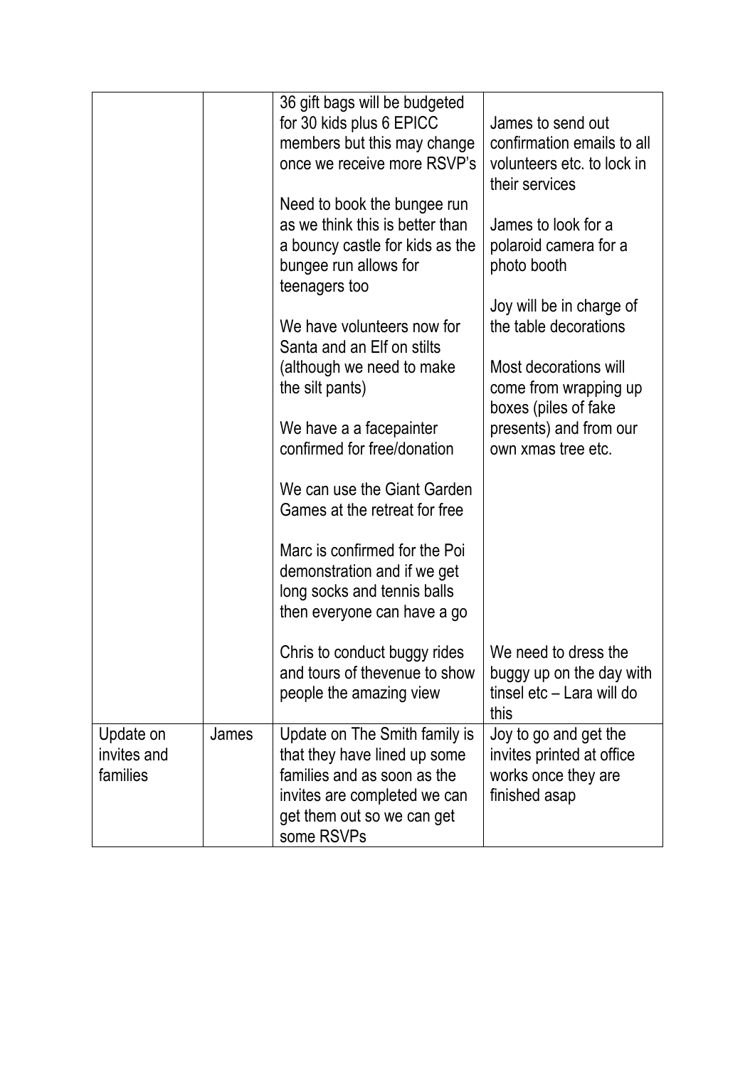| | | | |
|---|---|---|---|
| | | 36 gift bags will be budgeted for 30 kids plus 6 EPICC members but this may change once we receive more RSVP's<br><br>Need to book the bungee run as we think this is better than a bouncy castle for kids as the bungee run allows for teenagers too<br><br>We have volunteers now for Santa and an Elf on stilts (although we need to make the silt pants)<br><br>We have a a facepainter confirmed for free/donation<br><br>We can use the Giant Garden Games at the retreat for free<br><br>Marc is confirmed for the Poi demonstration and if we get long socks and tennis balls then everyone can have a go | James to send out confirmation emails to all volunteers etc. to lock in their services<br><br>James to look for a polaroid camera for a photo booth<br><br>Joy will be in charge of the table decorations<br><br>Most decorations will come from wrapping up boxes (piles of fake presents) and from our own xmas tree etc. |
| | | Chris to conduct buggy rides and tours of thevenue to show people the amazing view | We need to dress the buggy up on the day with tinsel etc – Lara will do this |
| Update on invites and families | James | Update on The Smith family is that they have lined up some families and as soon as the invites are completed we can get them out so we can get some RSVPs | Joy to go and get the invites printed at office works once they are finished asap |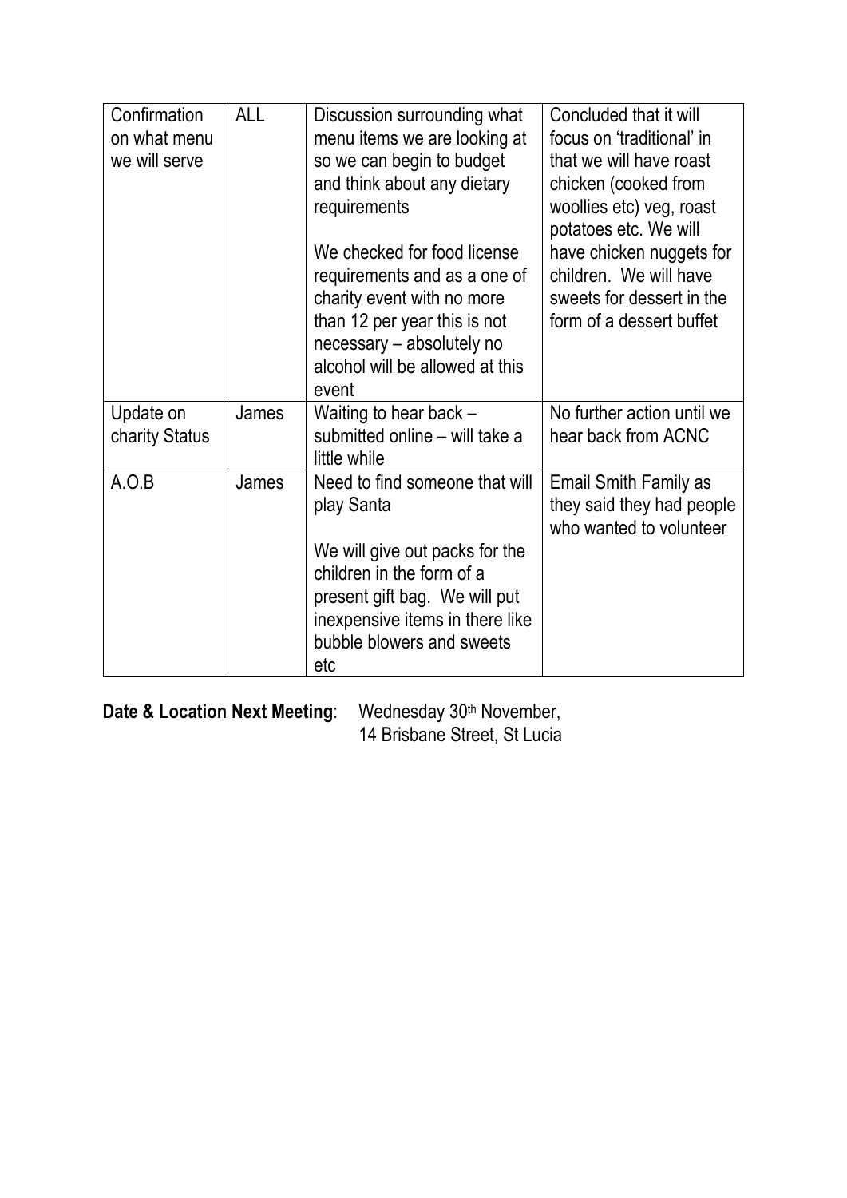| | | | |
|---|---|---|---|
| Confirmation on what menu we will serve | ALL | Discussion surrounding what menu items we are looking at so we can begin to budget and think about any dietary requirements<br><br>We checked for food license requirements and as a one of charity event with no more than 12 per year this is not necessary – absolutely no alcohol will be allowed at this event | Concluded that it will focus on 'traditional' in that we will have roast chicken (cooked from woollies etc) veg, roast potatoes etc. We will have chicken nuggets for children. We will have sweets for dessert in the form of a dessert buffet |
| Update on charity Status | James | Waiting to hear back – submitted online – will take a little while | No further action until we hear back from ACNC |
| A.O.B | James | Need to find someone that will play Santa<br><br>We will give out packs for the children in the form of a present gift bag. We will put inexpensive items in there like bubble blowers and sweets etc | Email Smith Family as they said they had people who wanted to volunteer |

**Date & Location Next Meeting**: Wednesday 30th November,
14 Brisbane Street, St Lucia